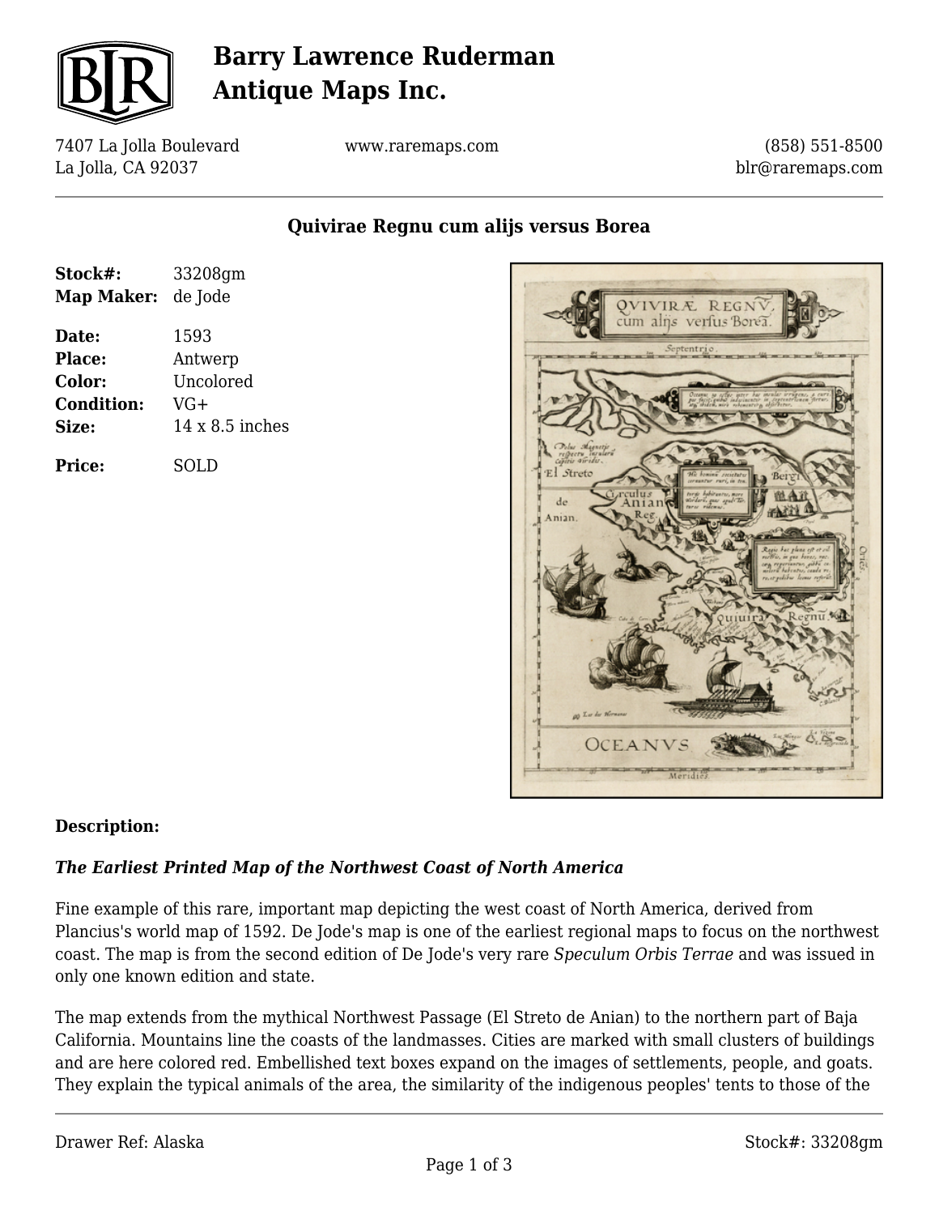# Barry Lawrence Ruderman Antique Maps Inc.

7407 La Jolla Boulevard
La Jolla, CA 92037

www.raremaps.com

(858) 551-8500
blr@raremaps.com

## Quivirae Regnu cum alijs versus Borea

| | |
|---|---|
| **Stock#:** | 33208gm |
| **Map Maker:** | de Jode |
| **Date:** | 1593 |
| **Place:** | Antwerp |
| **Color:** | Uncolored |
| **Condition:** | VG+ |
| **Size:** | 14 x 8.5 inches |
| **Price:** | SOLD |

**Description:**

***The Earliest Printed Map of the Northwest Coast of North America***

Fine example of this rare, important map depicting the west coast of North America, derived from Plancius's world map of 1592. De Jode's map is one of the earliest regional maps to focus on the northwest coast. The map is from the second edition of De Jode's very rare *Speculum Orbis Terrae* and was issued in only one known edition and state.

The map extends from the mythical Northwest Passage (El Streto de Anian) to the northern part of Baja California. Mountains line the coasts of the landmasses. Cities are marked with small clusters of buildings and are here colored red. Embellished text boxes expand on the images of settlements, people, and goats. They explain the typical animals of the area, the similarity of the indigenous peoples' tents to those of the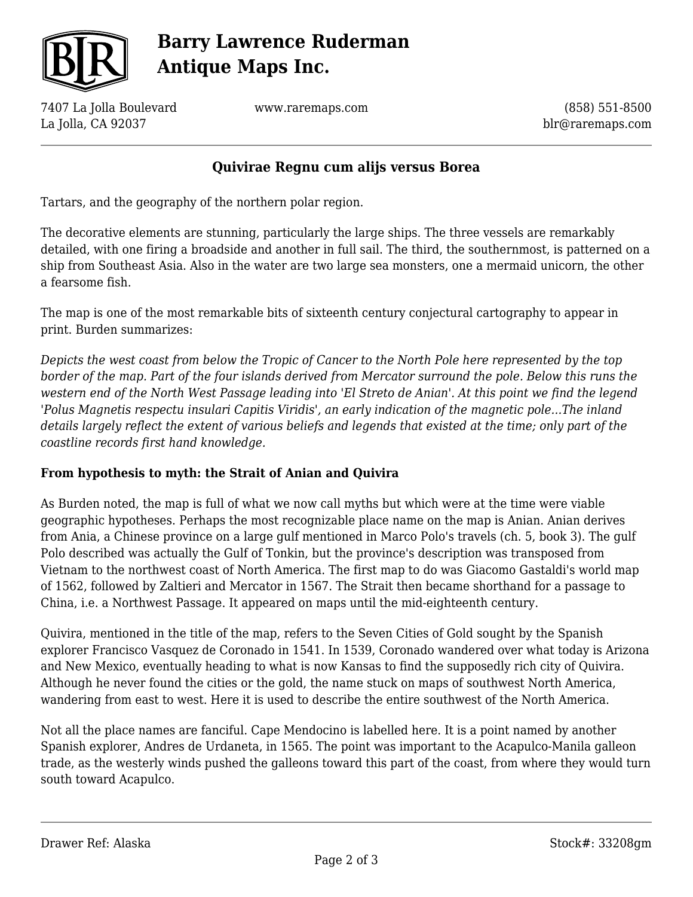## Quivirae Regnu cum alijs versus Borea

Tartars, and the geography of the northern polar region.

The decorative elements are stunning, particularly the large ships. The three vessels are remarkably detailed, with one firing a broadside and another in full sail. The third, the southernmost, is patterned on a ship from Southeast Asia. Also in the water are two large sea monsters, one a mermaid unicorn, the other a fearsome fish.

The map is one of the most remarkable bits of sixteenth century conjectural cartography to appear in print. Burden summarizes:

*Depicts the west coast from below the Tropic of Cancer to the North Pole here represented by the top border of the map. Part of the four islands derived from Mercator surround the pole. Below this runs the western end of the North West Passage leading into 'El Streto de Anian'. At this point we find the legend 'Polus Magnetis respectu insulari Capitis Viridis', an early indication of the magnetic pole...The inland details largely reflect the extent of various beliefs and legends that existed at the time; only part of the coastline records first hand knowledge.*

**From hypothesis to myth: the Strait of Anian and Quivira**

As Burden noted, the map is full of what we now call myths but which were at the time were viable geographic hypotheses. Perhaps the most recognizable place name on the map is Anian. Anian derives from Ania, a Chinese province on a large gulf mentioned in Marco Polo's travels (ch. 5, book 3). The gulf Polo described was actually the Gulf of Tonkin, but the province's description was transposed from Vietnam to the northwest coast of North America. The first map to do was Giacomo Gastaldi's world map of 1562, followed by Zaltieri and Mercator in 1567. The Strait then became shorthand for a passage to China, i.e. a Northwest Passage. It appeared on maps until the mid-eighteenth century.

Quivira, mentioned in the title of the map, refers to the Seven Cities of Gold sought by the Spanish explorer Francisco Vasquez de Coronado in 1541. In 1539, Coronado wandered over what today is Arizona and New Mexico, eventually heading to what is now Kansas to find the supposedly rich city of Quivira. Although he never found the cities or the gold, the name stuck on maps of southwest North America, wandering from east to west. Here it is used to describe the entire southwest of the North America.

Not all the place names are fanciful. Cape Mendocino is labelled here. It is a point named by another Spanish explorer, Andres de Urdaneta, in 1565. The point was important to the Acapulco-Manila galleon trade, as the westerly winds pushed the galleons toward this part of the coast, from where they would turn south toward Acapulco.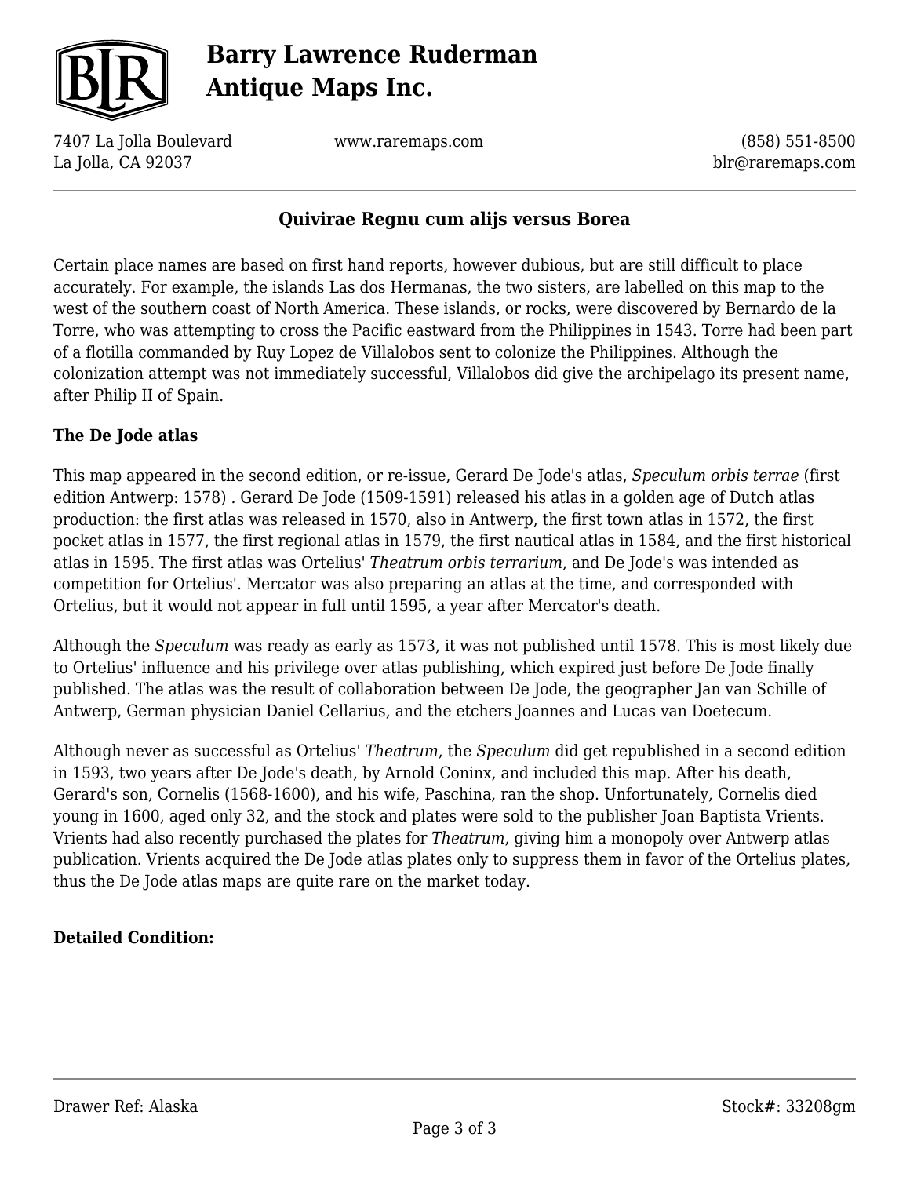## Quivirae Regnu cum alijs versus Borea

Certain place names are based on first hand reports, however dubious, but are still difficult to place accurately. For example, the islands Las dos Hermanas, the two sisters, are labelled on this map to the west of the southern coast of North America. These islands, or rocks, were discovered by Bernardo de la Torre, who was attempting to cross the Pacific eastward from the Philippines in 1543. Torre had been part of a flotilla commanded by Ruy Lopez de Villalobos sent to colonize the Philippines. Although the colonization attempt was not immediately successful, Villalobos did give the archipelago its present name, after Philip II of Spain.

### The De Jode atlas

This map appeared in the second edition, or re-issue, Gerard De Jode's atlas, *Speculum orbis terrae* (first edition Antwerp: 1578) . Gerard De Jode (1509-1591) released his atlas in a golden age of Dutch atlas production: the first atlas was released in 1570, also in Antwerp, the first town atlas in 1572, the first pocket atlas in 1577, the first regional atlas in 1579, the first nautical atlas in 1584, and the first historical atlas in 1595. The first atlas was Ortelius' *Theatrum orbis terrarium*, and De Jode's was intended as competition for Ortelius'. Mercator was also preparing an atlas at the time, and corresponded with Ortelius, but it would not appear in full until 1595, a year after Mercator's death.

Although the *Speculum* was ready as early as 1573, it was not published until 1578. This is most likely due to Ortelius' influence and his privilege over atlas publishing, which expired just before De Jode finally published. The atlas was the result of collaboration between De Jode, the geographer Jan van Schille of Antwerp, German physician Daniel Cellarius, and the etchers Joannes and Lucas van Doetecum.

Although never as successful as Ortelius' *Theatrum*, the *Speculum* did get republished in a second edition in 1593, two years after De Jode's death, by Arnold Coninx, and included this map. After his death, Gerard's son, Cornelis (1568-1600), and his wife, Paschina, ran the shop. Unfortunately, Cornelis died young in 1600, aged only 32, and the stock and plates were sold to the publisher Joan Baptista Vrients. Vrients had also recently purchased the plates for *Theatrum*, giving him a monopoly over Antwerp atlas publication. Vrients acquired the De Jode atlas plates only to suppress them in favor of the Ortelius plates, thus the De Jode atlas maps are quite rare on the market today.

**Detailed Condition:**

Drawer Ref: Alaska

Stock#: 33208gm